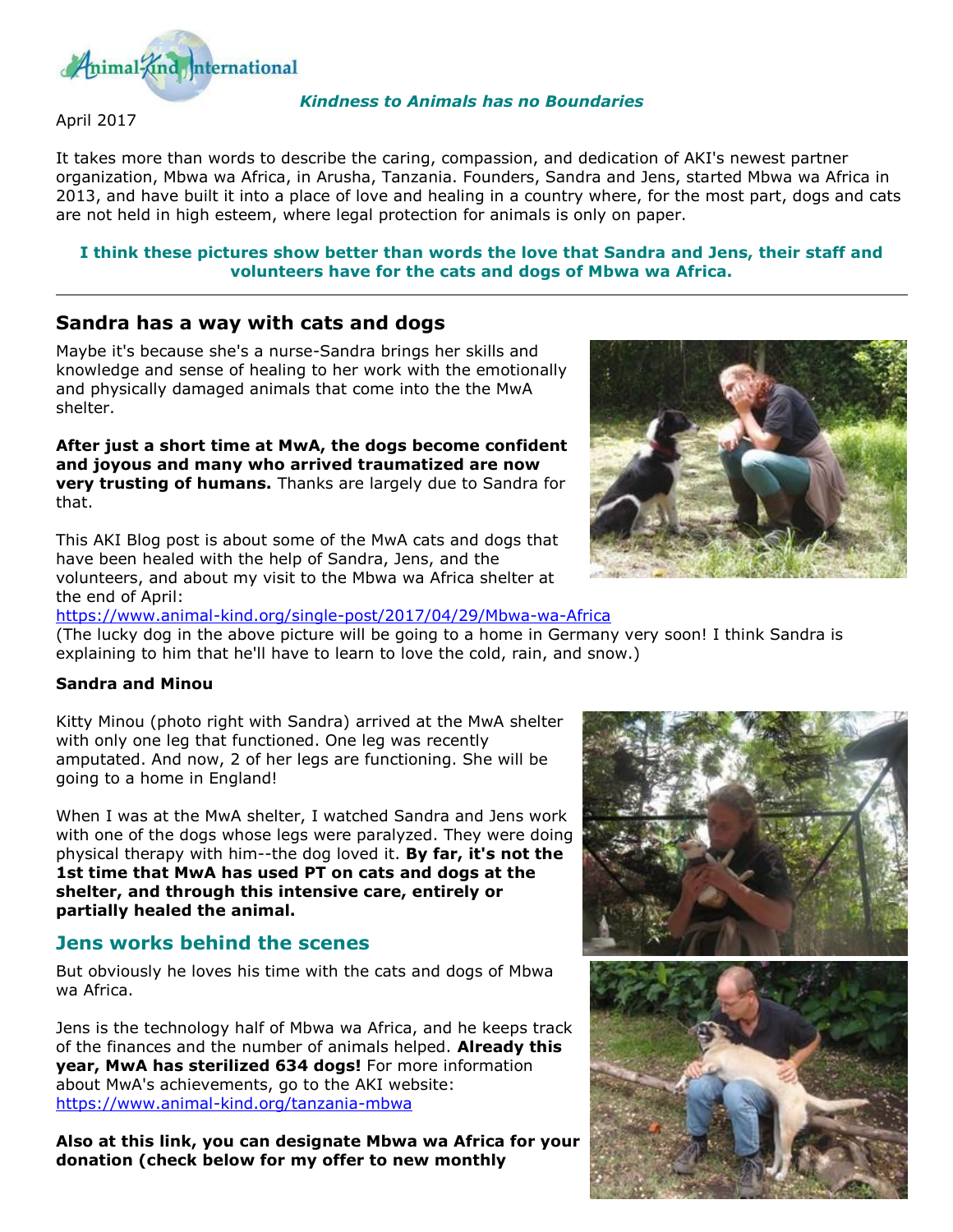Animal-Kind International

***Kindness to Animals has no Boundaries***

April 2017

It takes more than words to describe the caring, compassion, and dedication of AKI's newest partner organization, Mbwa wa Africa, in Arusha, Tanzania. Founders, Sandra and Jens, started Mbwa wa Africa in 2013, and have built it into a place of love and healing in a country where, for the most part, dogs and cats are not held in high esteem, where legal protection for animals is only on paper.

**I think these pictures show better than words the love that Sandra and Jens, their staff and volunteers have for the cats and dogs of Mbwa wa Africa.**

---

## Sandra has a way with cats and dogs

Maybe it's because she's a nurse-Sandra brings her skills and knowledge and sense of healing to her work with the emotionally and physically damaged animals that come into the the MwA shelter.

**After just a short time at MwA, the dogs become confident and joyous and many who arrived traumatized are now very trusting of humans.** Thanks are largely due to Sandra for that.

This AKI Blog post is about some of the MwA cats and dogs that have been healed with the help of Sandra, Jens, and the volunteers, and about my visit to the Mbwa wa Africa shelter at the end of April:
https://www.animal-kind.org/single-post/2017/04/29/Mbwa-wa-Africa
(The lucky dog in the above picture will be going to a home in Germany very soon! I think Sandra is explaining to him that he'll have to learn to love the cold, rain, and snow.)

**Sandra and Minou**

Kitty Minou (photo right with Sandra) arrived at the MwA shelter with only one leg that functioned. One leg was recently amputated. And now, 2 of her legs are functioning. She will be going to a home in England!

When I was at the MwA shelter, I watched Sandra and Jens work with one of the dogs whose legs were paralyzed. They were doing physical therapy with him--the dog loved it. **By far, it's not the 1st time that MwA has used PT on cats and dogs at the shelter, and through this intensive care, entirely or partially healed the animal.**

## Jens works behind the scenes

But obviously he loves his time with the cats and dogs of Mbwa wa Africa.

Jens is the technology half of Mbwa wa Africa, and he keeps track of the finances and the number of animals helped. **Already this year, MwA has sterilized 634 dogs!** For more information about MwA's achievements, go to the AKI website:
https://www.animal-kind.org/tanzania-mbwa

**Also at this link, you can designate Mbwa wa Africa for your donation (check below for my offer to new monthly**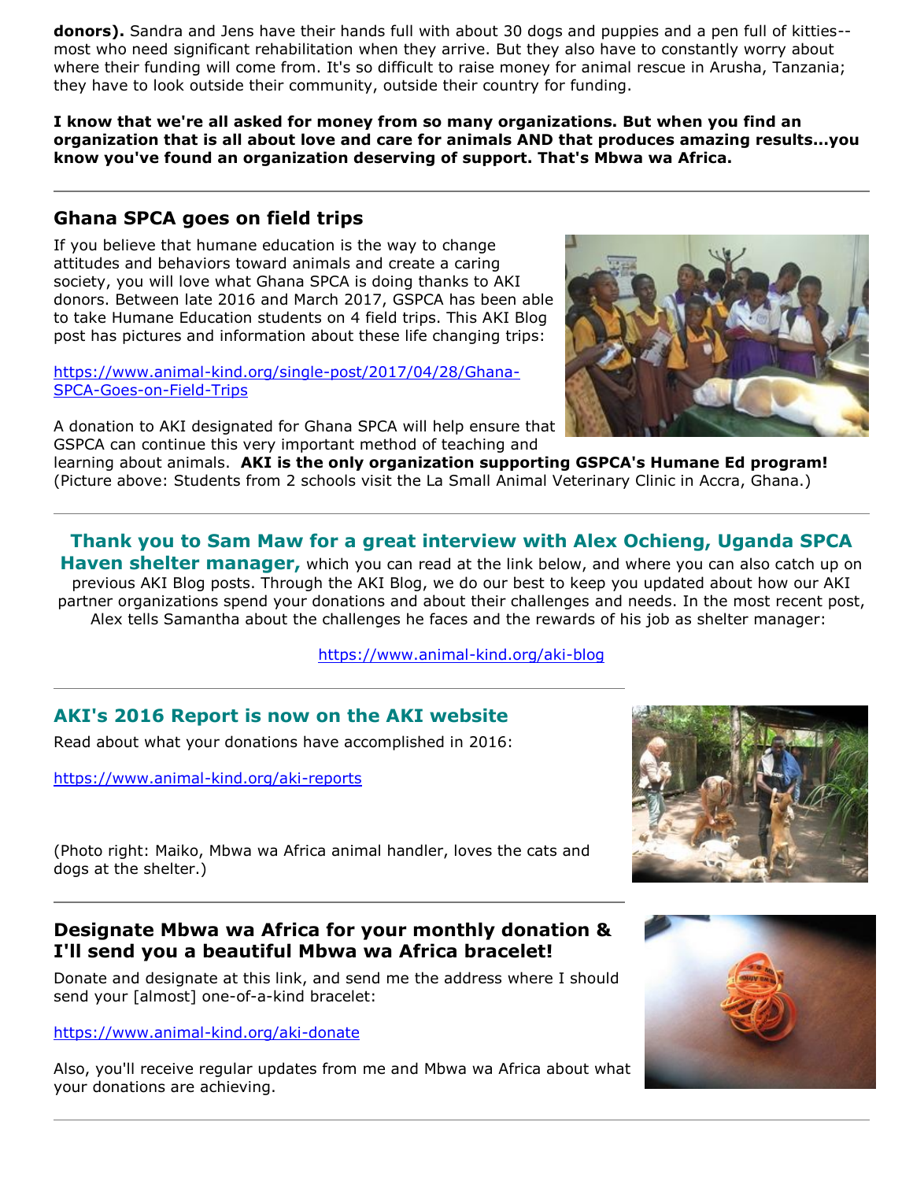**donors).** Sandra and Jens have their hands full with about 30 dogs and puppies and a pen full of kitties--most who need significant rehabilitation when they arrive. But they also have to constantly worry about where their funding will come from. It's so difficult to raise money for animal rescue in Arusha, Tanzania; they have to look outside their community, outside their country for funding.

**I know that we're all asked for money from so many organizations. But when you find an organization that is all about love and care for animals AND that produces amazing results...you know you've found an organization deserving of support. That's Mbwa wa Africa.**

---

## Ghana SPCA goes on field trips

If you believe that humane education is the way to change attitudes and behaviors toward animals and create a caring society, you will love what Ghana SPCA is doing thanks to AKI donors. Between late 2016 and March 2017, GSPCA has been able to take Humane Education students on 4 field trips. This AKI Blog post has pictures and information about these life changing trips:

https://www.animal-kind.org/single-post/2017/04/28/Ghana-SPCA-Goes-on-Field-Trips

A donation to AKI designated for Ghana SPCA will help ensure that GSPCA can continue this very important method of teaching and learning about animals. **AKI is the only organization supporting GSPCA's Humane Ed program!** (Picture above: Students from 2 schools visit the La Small Animal Veterinary Clinic in Accra, Ghana.)

---

**Thank you to Sam Maw for a great interview with Alex Ochieng, Uganda SPCA Haven shelter manager,** which you can read at the link below, and where you can also catch up on previous AKI Blog posts. Through the AKI Blog, we do our best to keep you updated about how our AKI partner organizations spend your donations and about their challenges and needs. In the most recent post, Alex tells Samantha about the challenges he faces and the rewards of his job as shelter manager:

https://www.animal-kind.org/aki-blog

---

## AKI's 2016 Report is now on the AKI website

Read about what your donations have accomplished in 2016:

https://www.animal-kind.org/aki-reports

(Photo right: Maiko, Mbwa wa Africa animal handler, loves the cats and dogs at the shelter.)

---

## Designate Mbwa wa Africa for your monthly donation & I'll send you a beautiful Mbwa wa Africa bracelet!

Donate and designate at this link, and send me the address where I should send your [almost] one-of-a-kind bracelet:

https://www.animal-kind.org/aki-donate

Also, you'll receive regular updates from me and Mbwa wa Africa about what your donations are achieving.

---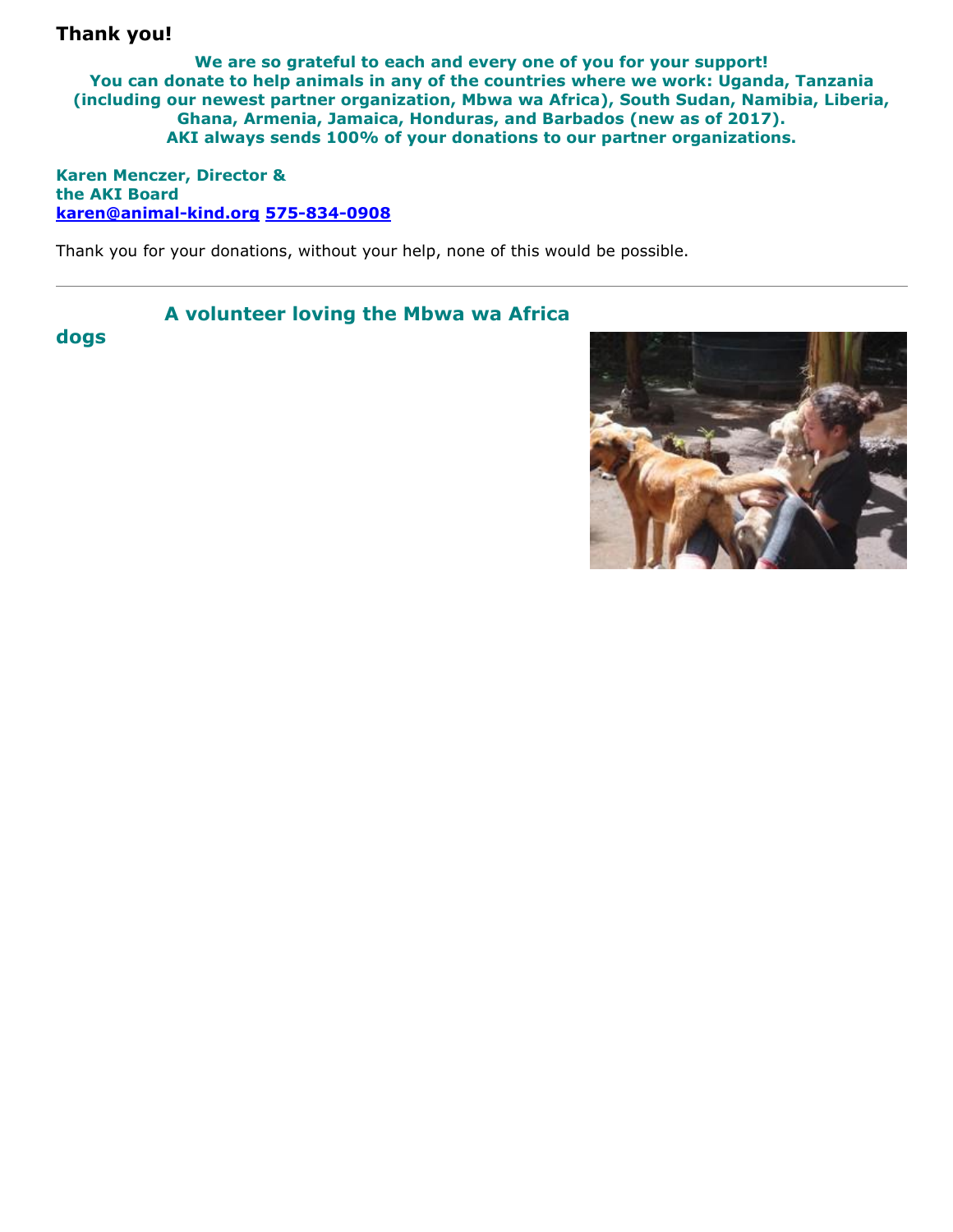## Thank you!

**We are so grateful to each and every one of you for your support!**
**You can donate to help animals in any of the countries where we work: Uganda, Tanzania (including our newest partner organization, Mbwa wa Africa), South Sudan, Namibia, Liberia, Ghana, Armenia, Jamaica, Honduras, and Barbados (new as of 2017).**
**AKI always sends 100% of your donations to our partner organizations.**

**Karen Menczer, Director &**
**the AKI Board**
**karen@animal-kind.org 575-834-0908**

Thank you for your donations, without your help, none of this would be possible.

---

**A volunteer loving the Mbwa wa Africa dogs**